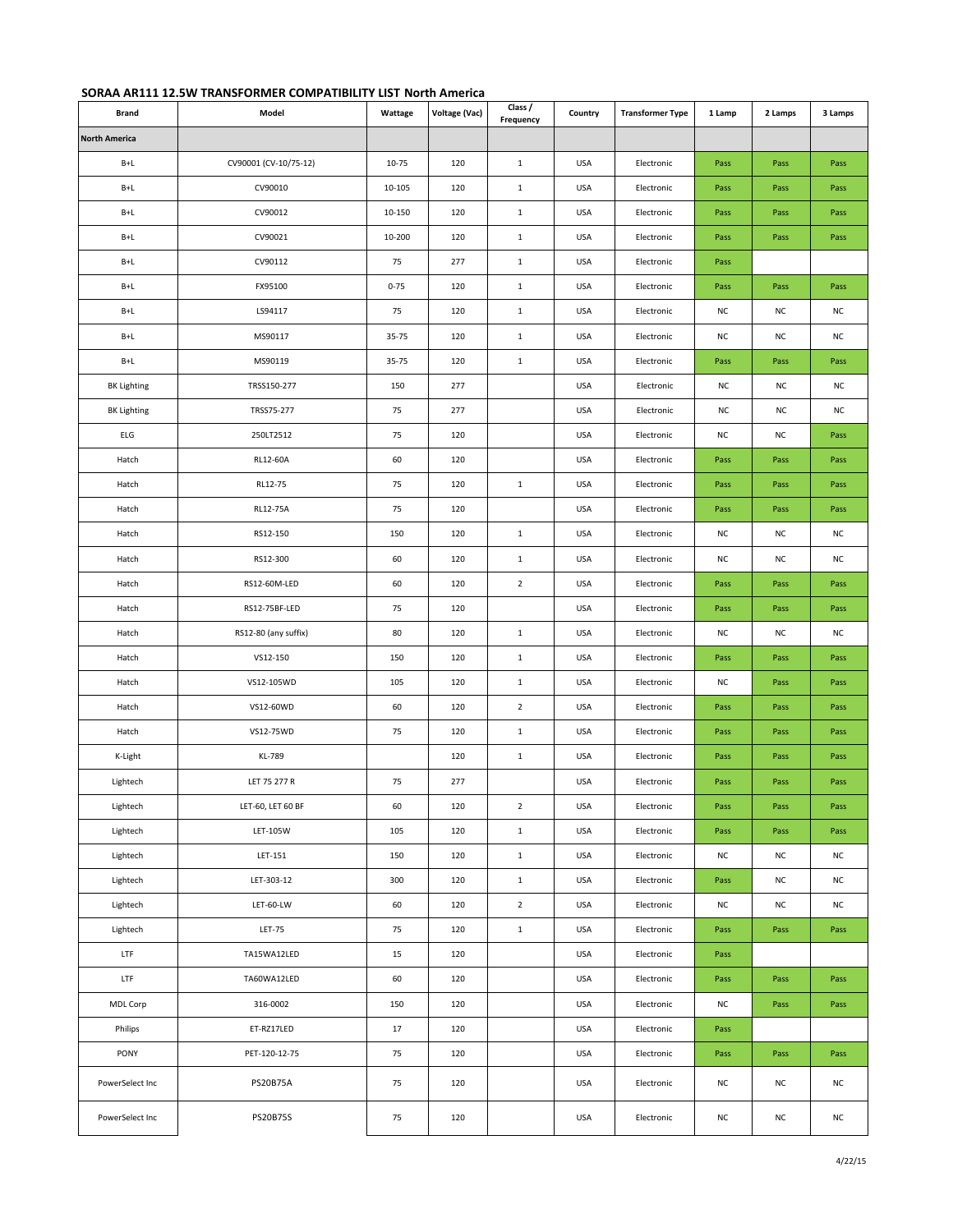## SORAA AR111 12.5W TRANSFORMER COMPATIBILITY LIST North America

| Brand | Model | Wattage | Voltage (Vac) | Class / Frequency | Country | Transformer Type | 1 Lamp | 2 Lamps | 3 Lamps |
|---|---|---|---|---|---|---|---|---|---|
| North America | | | | | | | | | |
| B+L | CV90001 (CV-10/75-12) | 10-75 | 120 | 1 | USA | Electronic | Pass | Pass | Pass |
| B+L | CV90010 | 10-105 | 120 | 1 | USA | Electronic | Pass | Pass | Pass |
| B+L | CV90012 | 10-150 | 120 | 1 | USA | Electronic | Pass | Pass | Pass |
| B+L | CV90021 | 10-200 | 120 | 1 | USA | Electronic | Pass | Pass | Pass |
| B+L | CV90112 | 75 | 277 | 1 | USA | Electronic | Pass | | |
| B+L | FX95100 | 0-75 | 120 | 1 | USA | Electronic | Pass | Pass | Pass |
| B+L | LS94117 | 75 | 120 | 1 | USA | Electronic | NC | NC | NC |
| B+L | MS90117 | 35-75 | 120 | 1 | USA | Electronic | NC | NC | NC |
| B+L | MS90119 | 35-75 | 120 | 1 | USA | Electronic | Pass | Pass | Pass |
| BK Lighting | TRSS150-277 | 150 | 277 | | USA | Electronic | NC | NC | NC |
| BK Lighting | TRSS75-277 | 75 | 277 | | USA | Electronic | NC | NC | NC |
| ELG | 250LT2512 | 75 | 120 | | USA | Electronic | NC | NC | Pass |
| Hatch | RL12-60A | 60 | 120 | | USA | Electronic | Pass | Pass | Pass |
| Hatch | RL12-75 | 75 | 120 | 1 | USA | Electronic | Pass | Pass | Pass |
| Hatch | RL12-75A | 75 | 120 | | USA | Electronic | Pass | Pass | Pass |
| Hatch | RS12-150 | 150 | 120 | 1 | USA | Electronic | NC | NC | NC |
| Hatch | RS12-300 | 60 | 120 | 1 | USA | Electronic | NC | NC | NC |
| Hatch | RS12-60M-LED | 60 | 120 | 2 | USA | Electronic | Pass | Pass | Pass |
| Hatch | RS12-75BF-LED | 75 | 120 | | USA | Electronic | Pass | Pass | Pass |
| Hatch | RS12-80 (any suffix) | 80 | 120 | 1 | USA | Electronic | NC | NC | NC |
| Hatch | VS12-150 | 150 | 120 | 1 | USA | Electronic | Pass | Pass | Pass |
| Hatch | VS12-105WD | 105 | 120 | 1 | USA | Electronic | NC | Pass | Pass |
| Hatch | VS12-60WD | 60 | 120 | 2 | USA | Electronic | Pass | Pass | Pass |
| Hatch | VS12-75WD | 75 | 120 | 1 | USA | Electronic | Pass | Pass | Pass |
| K-Light | KL-789 | | 120 | 1 | USA | Electronic | Pass | Pass | Pass |
| Lightech | LET 75 277 R | 75 | 277 | | USA | Electronic | Pass | Pass | Pass |
| Lightech | LET-60, LET 60 BF | 60 | 120 | 2 | USA | Electronic | Pass | Pass | Pass |
| Lightech | LET-105W | 105 | 120 | 1 | USA | Electronic | Pass | Pass | Pass |
| Lightech | LET-151 | 150 | 120 | 1 | USA | Electronic | NC | NC | NC |
| Lightech | LET-303-12 | 300 | 120 | 1 | USA | Electronic | Pass | NC | NC |
| Lightech | LET-60-LW | 60 | 120 | 2 | USA | Electronic | NC | NC | NC |
| Lightech | LET-75 | 75 | 120 | 1 | USA | Electronic | Pass | Pass | Pass |
| LTF | TA15WA12LED | 15 | 120 | | USA | Electronic | Pass | | |
| LTF | TA60WA12LED | 60 | 120 | | USA | Electronic | Pass | Pass | Pass |
| MDL Corp | 316-0002 | 150 | 120 | | USA | Electronic | NC | Pass | Pass |
| Philips | ET-RZ17LED | 17 | 120 | | USA | Electronic | Pass | | |
| PONY | PET-120-12-75 | 75 | 120 | | USA | Electronic | Pass | Pass | Pass |
| PowerSelect Inc | PS20B75A | 75 | 120 | | USA | Electronic | NC | NC | NC |
| PowerSelect Inc | PS20B75S | 75 | 120 | | USA | Electronic | NC | NC | NC |

4/22/15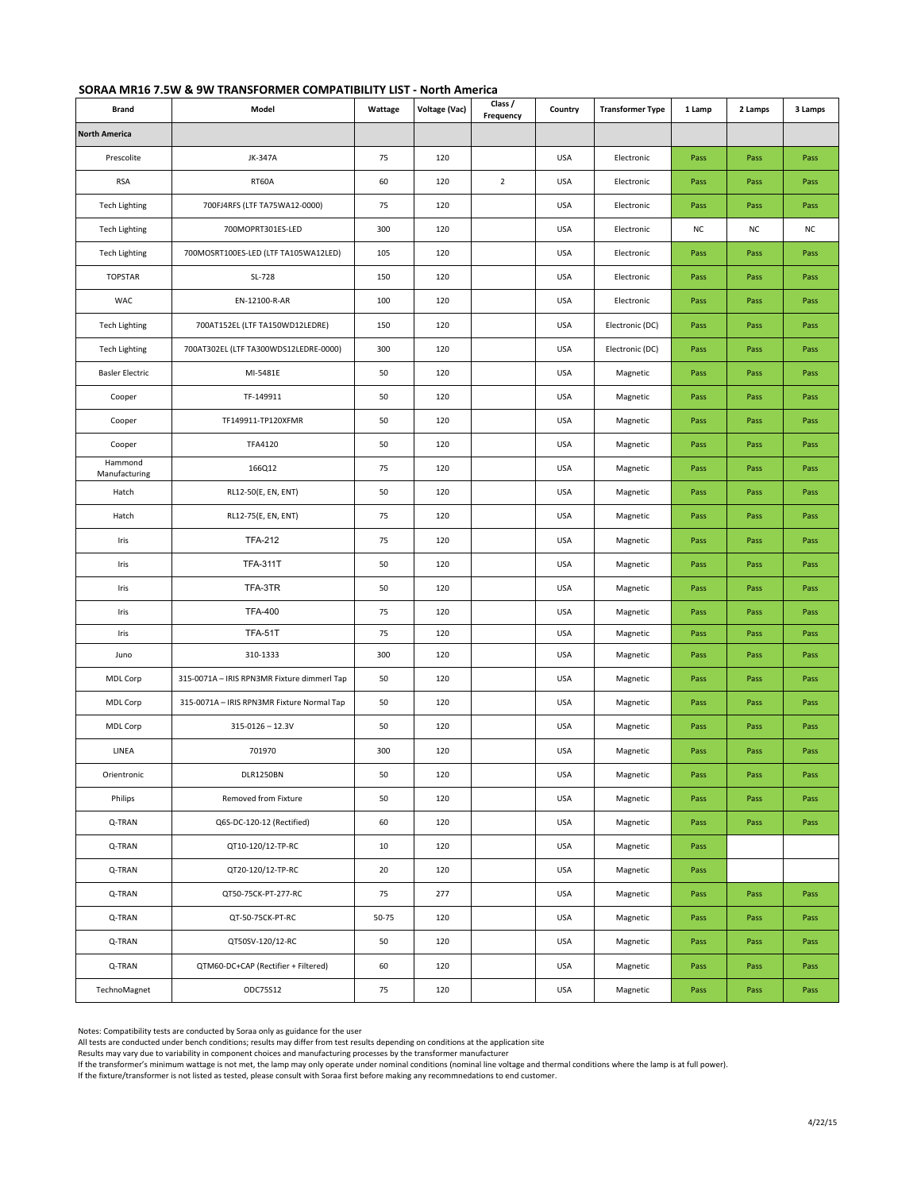## SORAA MR16 7.5W & 9W TRANSFORMER COMPATIBILITY LIST - North America

| Brand | Model | Wattage | Voltage (Vac) | Class / Frequency | Country | Transformer Type | 1 Lamp | 2 Lamps | 3 Lamps |
|---|---|---|---|---|---|---|---|---|---|
| North America | | | | | | | | | |
| Prescolite | JK-347A | 75 | 120 | | USA | Electronic | Pass | Pass | Pass |
| RSA | RT60A | 60 | 120 | 2 | USA | Electronic | Pass | Pass | Pass |
| Tech Lighting | 700FJ4RFS (LTF TA75WA12-0000) | 75 | 120 | | USA | Electronic | Pass | Pass | Pass |
| Tech Lighting | 700MOPRT301ES-LED | 300 | 120 | | USA | Electronic | NC | NC | NC |
| Tech Lighting | 700MOSRT100ES-LED (LTF TA105WA12LED) | 105 | 120 | | USA | Electronic | Pass | Pass | Pass |
| TOPSTAR | SL-728 | 150 | 120 | | USA | Electronic | Pass | Pass | Pass |
| WAC | EN-12100-R-AR | 100 | 120 | | USA | Electronic | Pass | Pass | Pass |
| Tech Lighting | 700AT152EL (LTF TA150WD12LEDRE) | 150 | 120 | | USA | Electronic (DC) | Pass | Pass | Pass |
| Tech Lighting | 700AT302EL (LTF TA300WDS12LEDRE-0000) | 300 | 120 | | USA | Electronic (DC) | Pass | Pass | Pass |
| Basler Electric | MI-5481E | 50 | 120 | | USA | Magnetic | Pass | Pass | Pass |
| Cooper | TF-149911 | 50 | 120 | | USA | Magnetic | Pass | Pass | Pass |
| Cooper | TF149911-TP120XFMR | 50 | 120 | | USA | Magnetic | Pass | Pass | Pass |
| Cooper | TFA4120 | 50 | 120 | | USA | Magnetic | Pass | Pass | Pass |
| Hammond Manufacturing | 166Q12 | 75 | 120 | | USA | Magnetic | Pass | Pass | Pass |
| Hatch | RL12-50(E, EN, ENT) | 50 | 120 | | USA | Magnetic | Pass | Pass | Pass |
| Hatch | RL12-75(E, EN, ENT) | 75 | 120 | | USA | Magnetic | Pass | Pass | Pass |
| Iris | TFA-212 | 75 | 120 | | USA | Magnetic | Pass | Pass | Pass |
| Iris | TFA-311T | 50 | 120 | | USA | Magnetic | Pass | Pass | Pass |
| Iris | TFA-3TR | 50 | 120 | | USA | Magnetic | Pass | Pass | Pass |
| Iris | TFA-400 | 75 | 120 | | USA | Magnetic | Pass | Pass | Pass |
| Iris | TFA-51T | 75 | 120 | | USA | Magnetic | Pass | Pass | Pass |
| Juno | 310-1333 | 300 | 120 | | USA | Magnetic | Pass | Pass | Pass |
| MDL Corp | 315-0071A – IRIS RPN3MR Fixture dimmerl Tap | 50 | 120 | | USA | Magnetic | Pass | Pass | Pass |
| MDL Corp | 315-0071A – IRIS RPN3MR Fixture Normal Tap | 50 | 120 | | USA | Magnetic | Pass | Pass | Pass |
| MDL Corp | 315-0126 – 12.3V | 50 | 120 | | USA | Magnetic | Pass | Pass | Pass |
| LINEA | 701970 | 300 | 120 | | USA | Magnetic | Pass | Pass | Pass |
| Orientronic | DLR1250BN | 50 | 120 | | USA | Magnetic | Pass | Pass | Pass |
| Philips | Removed from Fixture | 50 | 120 | | USA | Magnetic | Pass | Pass | Pass |
| Q-TRAN | Q6S-DC-120-12 (Rectified) | 60 | 120 | | USA | Magnetic | Pass | Pass | Pass |
| Q-TRAN | QT10-120/12-TP-RC | 10 | 120 | | USA | Magnetic | Pass | | |
| Q-TRAN | QT20-120/12-TP-RC | 20 | 120 | | USA | Magnetic | Pass | | |
| Q-TRAN | QT50-75CK-PT-277-RC | 75 | 277 | | USA | Magnetic | Pass | Pass | Pass |
| Q-TRAN | QT-50-75CK-PT-RC | 50-75 | 120 | | USA | Magnetic | Pass | Pass | Pass |
| Q-TRAN | QT50SV-120/12-RC | 50 | 120 | | USA | Magnetic | Pass | Pass | Pass |
| Q-TRAN | QTM60-DC+CAP (Rectifier + Filtered) | 60 | 120 | | USA | Magnetic | Pass | Pass | Pass |
| TechnoMagnet | ODC75S12 | 75 | 120 | | USA | Magnetic | Pass | Pass | Pass |

Notes: Compatibility tests are conducted by Soraa only as guidance for the user
All tests are conducted under bench conditions; results may differ from test results depending on conditions at the application site
Results may vary due to variability in component choices and manufacturing processes by the transformer manufacturer
If the transformer's minimum wattage is not met, the lamp may only operate under nominal conditions (nominal line voltage and thermal conditions where the lamp is at full power).
If the fixture/transformer is not listed as tested, please consult with Soraa first before making any recommnedations to end customer.

4/22/15